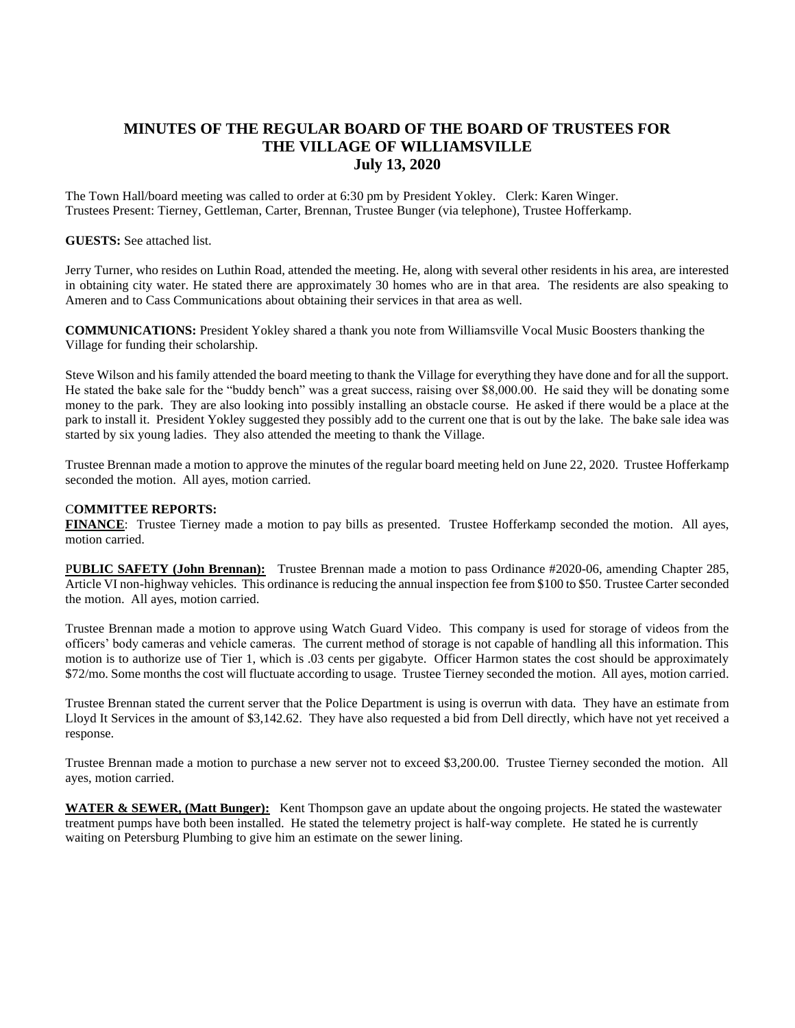# MINUTES OF THE REGULAR BOARD OF THE BOARD OF TRUSTEES FOR THE VILLAGE OF WILLIAMSVILLE
## July 13, 2020

The Town Hall/board meeting was called to order at 6:30 pm by President Yokley. Clerk: Karen Winger.
Trustees Present: Tierney, Gettleman, Carter, Brennan, Trustee Bunger (via telephone), Trustee Hofferkamp.

**GUESTS:** See attached list.

Jerry Turner, who resides on Luthin Road, attended the meeting. He, along with several other residents in his area, are interested in obtaining city water. He stated there are approximately 30 homes who are in that area. The residents are also speaking to Ameren and to Cass Communications about obtaining their services in that area as well.

**COMMUNICATIONS:** President Yokley shared a thank you note from Williamsville Vocal Music Boosters thanking the Village for funding their scholarship.

Steve Wilson and his family attended the board meeting to thank the Village for everything they have done and for all the support. He stated the bake sale for the "buddy bench" was a great success, raising over $8,000.00. He said they will be donating some money to the park. They are also looking into possibly installing an obstacle course. He asked if there would be a place at the park to install it. President Yokley suggested they possibly add to the current one that is out by the lake. The bake sale idea was started by six young ladies. They also attended the meeting to thank the Village.

Trustee Brennan made a motion to approve the minutes of the regular board meeting held on June 22, 2020. Trustee Hofferkamp seconded the motion. All ayes, motion carried.

**COMMITTEE REPORTS:**

**FINANCE**: Trustee Tierney made a motion to pay bills as presented. Trustee Hofferkamp seconded the motion. All ayes, motion carried.

**PUBLIC SAFETY (John Brennan):** Trustee Brennan made a motion to pass Ordinance #2020-06, amending Chapter 285, Article VI non-highway vehicles. This ordinance is reducing the annual inspection fee from $100 to $50. Trustee Carter seconded the motion. All ayes, motion carried.

Trustee Brennan made a motion to approve using Watch Guard Video. This company is used for storage of videos from the officers' body cameras and vehicle cameras. The current method of storage is not capable of handling all this information. This motion is to authorize use of Tier 1, which is .03 cents per gigabyte. Officer Harmon states the cost should be approximately $72/mo. Some months the cost will fluctuate according to usage. Trustee Tierney seconded the motion. All ayes, motion carried.

Trustee Brennan stated the current server that the Police Department is using is overrun with data. They have an estimate from Lloyd It Services in the amount of $3,142.62. They have also requested a bid from Dell directly, which have not yet received a response.

Trustee Brennan made a motion to purchase a new server not to exceed $3,200.00. Trustee Tierney seconded the motion. All ayes, motion carried.

**WATER & SEWER, (Matt Bunger):** Kent Thompson gave an update about the ongoing projects. He stated the wastewater treatment pumps have both been installed. He stated the telemetry project is half-way complete. He stated he is currently waiting on Petersburg Plumbing to give him an estimate on the sewer lining.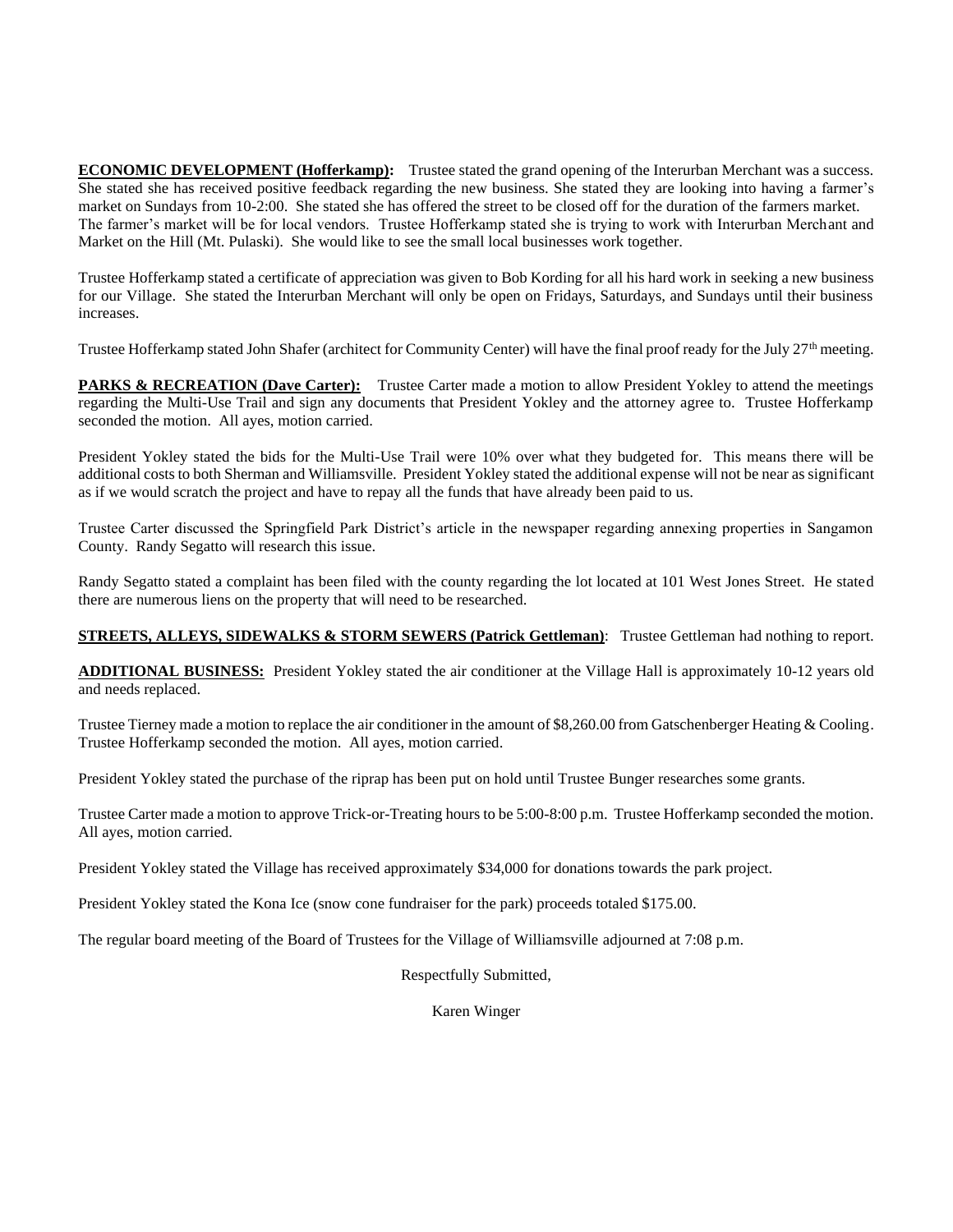**ECONOMIC DEVELOPMENT (Hofferkamp):** Trustee stated the grand opening of the Interurban Merchant was a success. She stated she has received positive feedback regarding the new business. She stated they are looking into having a farmer's market on Sundays from 10-2:00. She stated she has offered the street to be closed off for the duration of the farmers market. The farmer's market will be for local vendors. Trustee Hofferkamp stated she is trying to work with Interurban Merchant and Market on the Hill (Mt. Pulaski). She would like to see the small local businesses work together.

Trustee Hofferkamp stated a certificate of appreciation was given to Bob Kording for all his hard work in seeking a new business for our Village. She stated the Interurban Merchant will only be open on Fridays, Saturdays, and Sundays until their business increases.

Trustee Hofferkamp stated John Shafer (architect for Community Center) will have the final proof ready for the July 27th meeting.

**PARKS & RECREATION (Dave Carter):** Trustee Carter made a motion to allow President Yokley to attend the meetings regarding the Multi-Use Trail and sign any documents that President Yokley and the attorney agree to. Trustee Hofferkamp seconded the motion. All ayes, motion carried.

President Yokley stated the bids for the Multi-Use Trail were 10% over what they budgeted for. This means there will be additional costs to both Sherman and Williamsville. President Yokley stated the additional expense will not be near as significant as if we would scratch the project and have to repay all the funds that have already been paid to us.

Trustee Carter discussed the Springfield Park District's article in the newspaper regarding annexing properties in Sangamon County. Randy Segatto will research this issue.

Randy Segatto stated a complaint has been filed with the county regarding the lot located at 101 West Jones Street. He stated there are numerous liens on the property that will need to be researched.

**STREETS, ALLEYS, SIDEWALKS & STORM SEWERS (Patrick Gettleman)**: Trustee Gettleman had nothing to report.

**ADDITIONAL BUSINESS:** President Yokley stated the air conditioner at the Village Hall is approximately 10-12 years old and needs replaced.

Trustee Tierney made a motion to replace the air conditioner in the amount of $8,260.00 from Gatschenberger Heating & Cooling. Trustee Hofferkamp seconded the motion. All ayes, motion carried.

President Yokley stated the purchase of the riprap has been put on hold until Trustee Bunger researches some grants.

Trustee Carter made a motion to approve Trick-or-Treating hours to be 5:00-8:00 p.m. Trustee Hofferkamp seconded the motion. All ayes, motion carried.

President Yokley stated the Village has received approximately $34,000 for donations towards the park project.

President Yokley stated the Kona Ice (snow cone fundraiser for the park) proceeds totaled $175.00.

The regular board meeting of the Board of Trustees for the Village of Williamsville adjourned at 7:08 p.m.

Respectfully Submitted,

Karen Winger